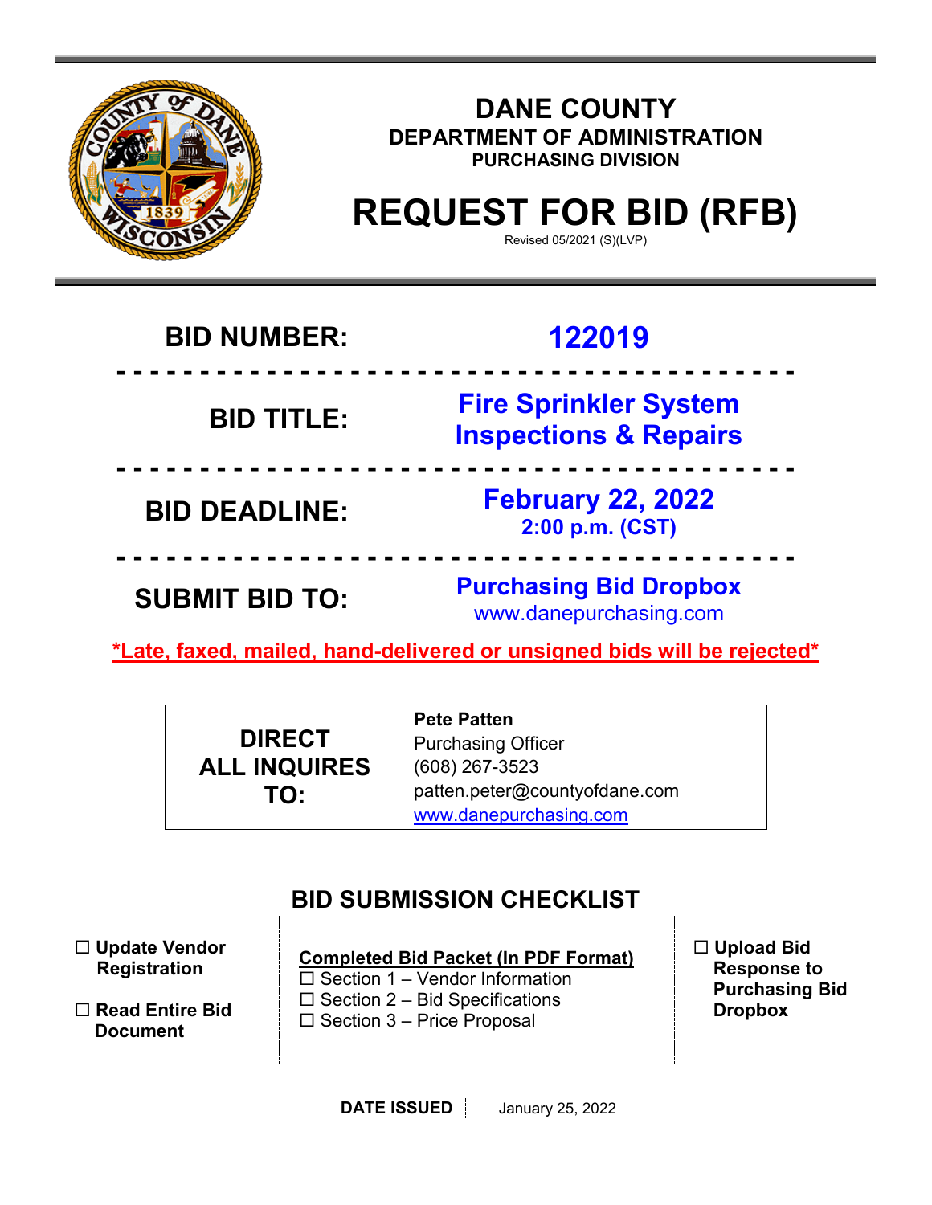# DANE COUNTY

## DEPARTMENT OF ADMINISTRATION

### PURCHASING DIVISION

# REQUEST FOR BID (RFB)

Revised 05/2021 (S)(LVP)

| | |
|---|---|
| **BID NUMBER:** | **122019** |
| **BID TITLE:** | **Fire Sprinkler System Inspections & Repairs** |
| **BID DEADLINE:** | **February 22, 2022** **2:00 p.m. (CST)** |
| **SUBMIT BID TO:** | **Purchasing Bid Dropbox** www.danepurchasing.com |

***Late, faxed, mailed, hand-delivered or unsigned bids will be rejected***

| | |
|---|---|
| **DIRECT ALL INQUIRES TO:** | **Pete Patten**<br>Purchasing Officer<br>(608) 267-3523<br>patten.peter@countyofdane.com<br>www.danepurchasing.com |

## BID SUBMISSION CHECKLIST

☐ **Update Vendor Registration**

☐ **Read Entire Bid Document**

**Completed Bid Packet (In PDF Format)**

☐ Section 1 – Vendor Information

☐ Section 2 – Bid Specifications

☐ Section 3 – Price Proposal

☐ **Upload Bid Response to Purchasing Bid Dropbox**

**DATE ISSUED** January 25, 2022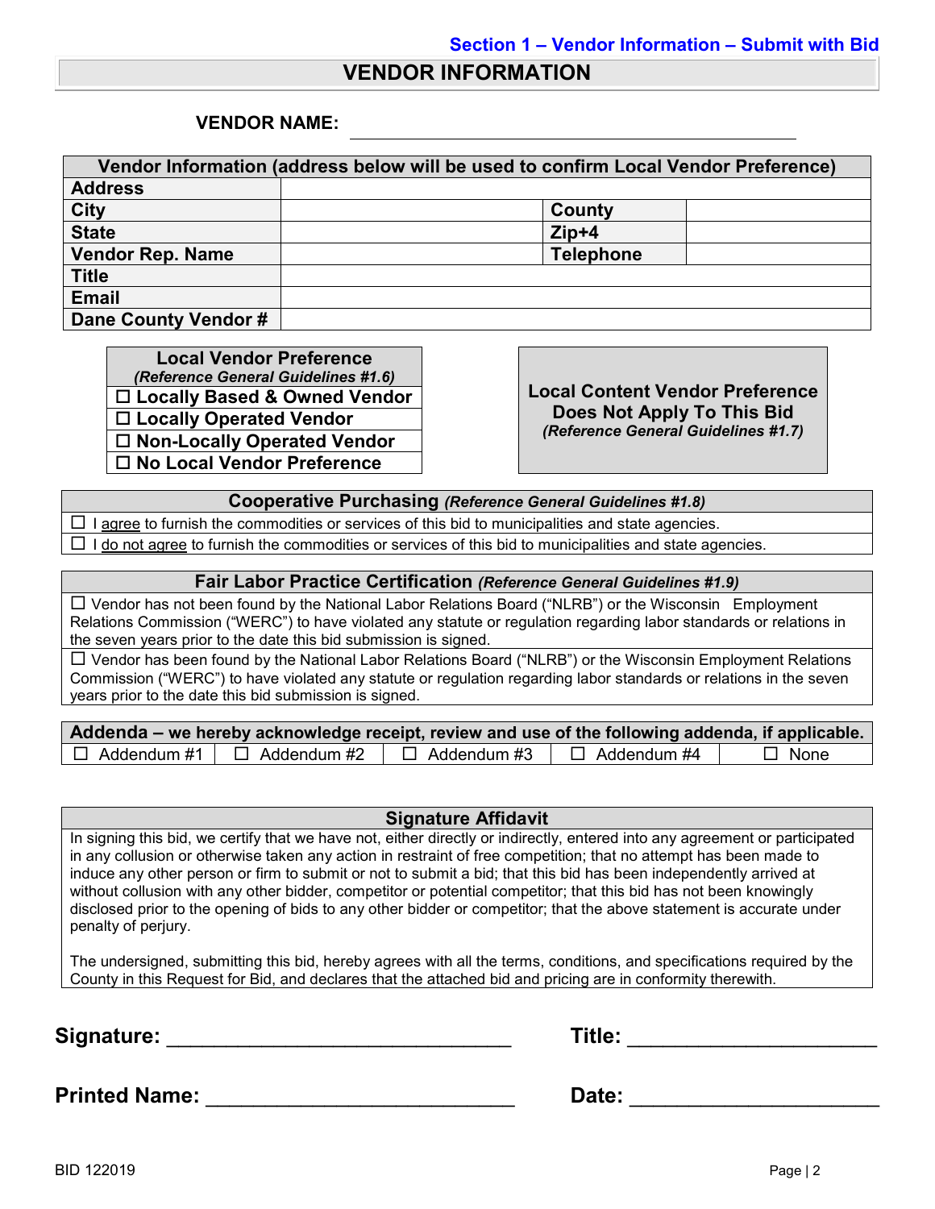**Section 1 – Vendor Information – Submit with Bid**

# VENDOR INFORMATION

**VENDOR NAME:** ______________________________________________

| Vendor Information (address below will be used to confirm Local Vendor Preference) | | | |
|---|---|---|---|
| **Address** | | | |
| **City** | | **County** | |
| **State** | | **Zip+4** | |
| **Vendor Rep. Name** | | **Telephone** | |
| **Title** | | | |
| **Email** | | | |
| **Dane County Vendor #** | | | |

| Local Vendor Preference *(Reference General Guidelines #1.6)* |
|---|
| ☐ Locally Based & Owned Vendor |
| ☐ Locally Operated Vendor |
| ☐ Non-Locally Operated Vendor |
| ☐ No Local Vendor Preference |

**Local Content Vendor Preference Does Not Apply To This Bid**
*(Reference General Guidelines #1.7)*

| Cooperative Purchasing *(Reference General Guidelines #1.8)* |
|---|
| ☐ I agree to furnish the commodities or services of this bid to municipalities and state agencies. |
| ☐ I do not agree to furnish the commodities or services of this bid to municipalities and state agencies. |

| Fair Labor Practice Certification *(Reference General Guidelines #1.9)* |
|---|
| ☐ Vendor has not been found by the National Labor Relations Board ("NLRB") or the Wisconsin Employment Relations Commission ("WERC") to have violated any statute or regulation regarding labor standards or relations in the seven years prior to the date this bid submission is signed. |
| ☐ Vendor has been found by the National Labor Relations Board ("NLRB") or the Wisconsin Employment Relations Commission ("WERC") to have violated any statute or regulation regarding labor standards or relations in the seven years prior to the date this bid submission is signed. |

| Addenda – we hereby acknowledge receipt, review and use of the following addenda, if applicable. | | | | |
|---|---|---|---|---|
| ☐ Addendum #1 | ☐ Addendum #2 | ☐ Addendum #3 | ☐ Addendum #4 | ☐ None |

| Signature Affidavit |
|---|
| In signing this bid, we certify that we have not, either directly or indirectly, entered into any agreement or participated in any collusion or otherwise taken any action in restraint of free competition; that no attempt has been made to induce any other person or firm to submit or not to submit a bid; that this bid has been independently arrived at without collusion with any other bidder, competitor or potential competitor; that this bid has not been knowingly disclosed prior to the opening of bids to any other bidder or competitor; that the above statement is accurate under penalty of perjury.<br><br>The undersigned, submitting this bid, hereby agrees with all the terms, conditions, and specifications required by the County in this Request for Bid, and declares that the attached bid and pricing are in conformity therewith. |

**Signature:** ______________________________ **Title:** ______________________

**Printed Name:** ___________________________ **Date:** ______________________

BID 122019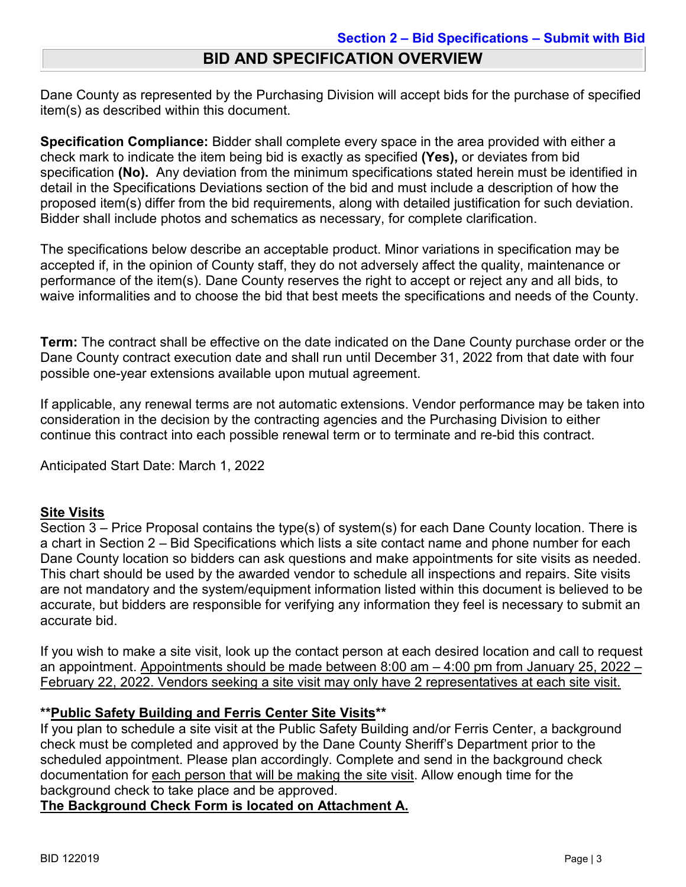**Section 2 – Bid Specifications – Submit with Bid**

# BID AND SPECIFICATION OVERVIEW

Dane County as represented by the Purchasing Division will accept bids for the purchase of specified item(s) as described within this document.

**Specification Compliance:** Bidder shall complete every space in the area provided with either a check mark to indicate the item being bid is exactly as specified **(Yes),** or deviates from bid specification **(No).** Any deviation from the minimum specifications stated herein must be identified in detail in the Specifications Deviations section of the bid and must include a description of how the proposed item(s) differ from the bid requirements, along with detailed justification for such deviation. Bidder shall include photos and schematics as necessary, for complete clarification.

The specifications below describe an acceptable product. Minor variations in specification may be accepted if, in the opinion of County staff, they do not adversely affect the quality, maintenance or performance of the item(s). Dane County reserves the right to accept or reject any and all bids, to waive informalities and to choose the bid that best meets the specifications and needs of the County.

**Term:** The contract shall be effective on the date indicated on the Dane County purchase order or the Dane County contract execution date and shall run until December 31, 2022 from that date with four possible one-year extensions available upon mutual agreement.

If applicable, any renewal terms are not automatic extensions. Vendor performance may be taken into consideration in the decision by the contracting agencies and the Purchasing Division to either continue this contract into each possible renewal term or to terminate and re-bid this contract.

Anticipated Start Date: March 1, 2022

## Site Visits

Section 3 – Price Proposal contains the type(s) of system(s) for each Dane County location. There is a chart in Section 2 – Bid Specifications which lists a site contact name and phone number for each Dane County location so bidders can ask questions and make appointments for site visits as needed. This chart should be used by the awarded vendor to schedule all inspections and repairs. Site visits are not mandatory and the system/equipment information listed within this document is believed to be accurate, but bidders are responsible for verifying any information they feel is necessary to submit an accurate bid.

If you wish to make a site visit, look up the contact person at each desired location and call to request an appointment. Appointments should be made between 8:00 am – 4:00 pm from January 25, 2022 – February 22, 2022. Vendors seeking a site visit may only have 2 representatives at each site visit.

**\*\*Public Safety Building and Ferris Center Site Visits\*\***

If you plan to schedule a site visit at the Public Safety Building and/or Ferris Center, a background check must be completed and approved by the Dane County Sheriff's Department prior to the scheduled appointment. Please plan accordingly. Complete and send in the background check documentation for each person that will be making the site visit. Allow enough time for the background check to take place and be approved.

**The Background Check Form is located on Attachment A.**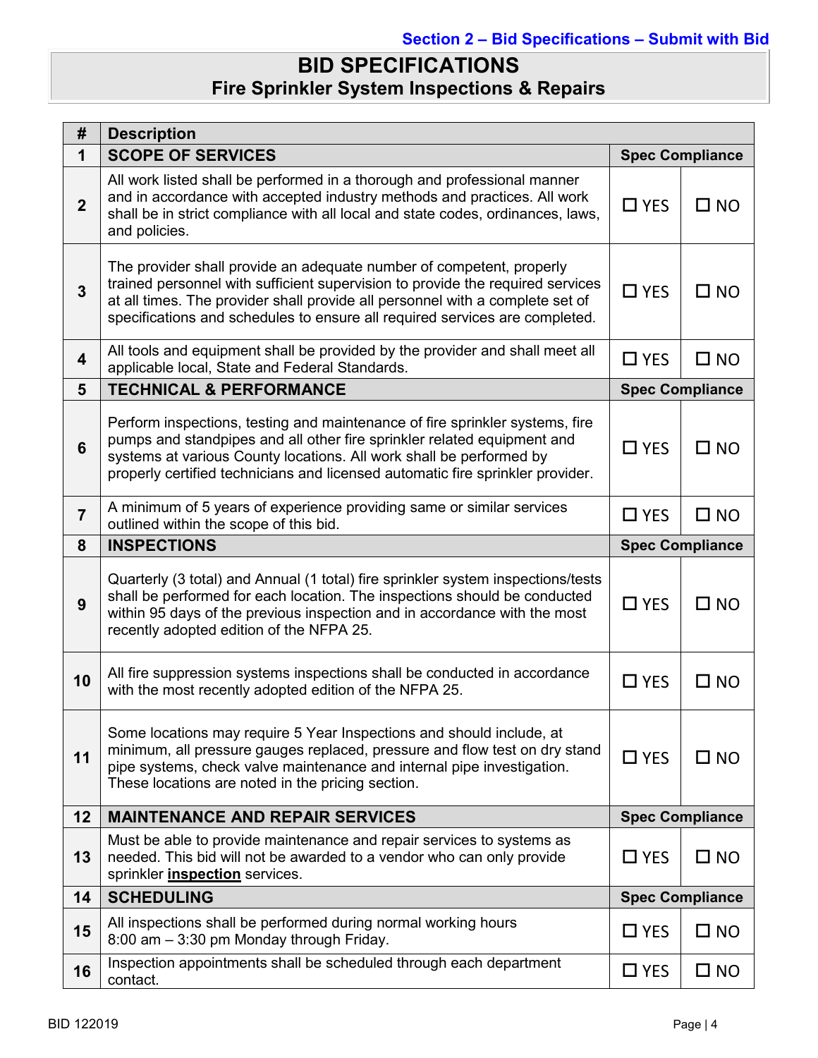Section 2 – Bid Specifications – Submit with Bid

# BID SPECIFICATIONS
## Fire Sprinkler System Inspections & Repairs

| # | Description | | |
|---|---|---|---|
| **1** | **SCOPE OF SERVICES** | **Spec Compliance** | |
| **2** | All work listed shall be performed in a thorough and professional manner and in accordance with accepted industry methods and practices. All work shall be in strict compliance with all local and state codes, ordinances, laws, and policies. | ☐ YES | ☐ NO |
| **3** | The provider shall provide an adequate number of competent, properly trained personnel with sufficient supervision to provide the required services at all times. The provider shall provide all personnel with a complete set of specifications and schedules to ensure all required services are completed. | ☐ YES | ☐ NO |
| **4** | All tools and equipment shall be provided by the provider and shall meet all applicable local, State and Federal Standards. | ☐ YES | ☐ NO |
| **5** | **TECHNICAL & PERFORMANCE** | **Spec Compliance** | |
| **6** | Perform inspections, testing and maintenance of fire sprinkler systems, fire pumps and standpipes and all other fire sprinkler related equipment and systems at various County locations. All work shall be performed by properly certified technicians and licensed automatic fire sprinkler provider. | ☐ YES | ☐ NO |
| **7** | A minimum of 5 years of experience providing same or similar services outlined within the scope of this bid. | ☐ YES | ☐ NO |
| **8** | **INSPECTIONS** | **Spec Compliance** | |
| **9** | Quarterly (3 total) and Annual (1 total) fire sprinkler system inspections/tests shall be performed for each location. The inspections should be conducted within 95 days of the previous inspection and in accordance with the most recently adopted edition of the NFPA 25. | ☐ YES | ☐ NO |
| **10** | All fire suppression systems inspections shall be conducted in accordance with the most recently adopted edition of the NFPA 25. | ☐ YES | ☐ NO |
| **11** | Some locations may require 5 Year Inspections and should include, at minimum, all pressure gauges replaced, pressure and flow test on dry stand pipe systems, check valve maintenance and internal pipe investigation. These locations are noted in the pricing section. | ☐ YES | ☐ NO |
| **12** | **MAINTENANCE AND REPAIR SERVICES** | **Spec Compliance** | |
| **13** | Must be able to provide maintenance and repair services to systems as needed. This bid will not be awarded to a vendor who can only provide sprinkler **<u>inspection</u>** services. | ☐ YES | ☐ NO |
| **14** | **SCHEDULING** | **Spec Compliance** | |
| **15** | All inspections shall be performed during normal working hours 8:00 am – 3:30 pm Monday through Friday. | ☐ YES | ☐ NO |
| **16** | Inspection appointments shall be scheduled through each department contact. | ☐ YES | ☐ NO |

BID 122019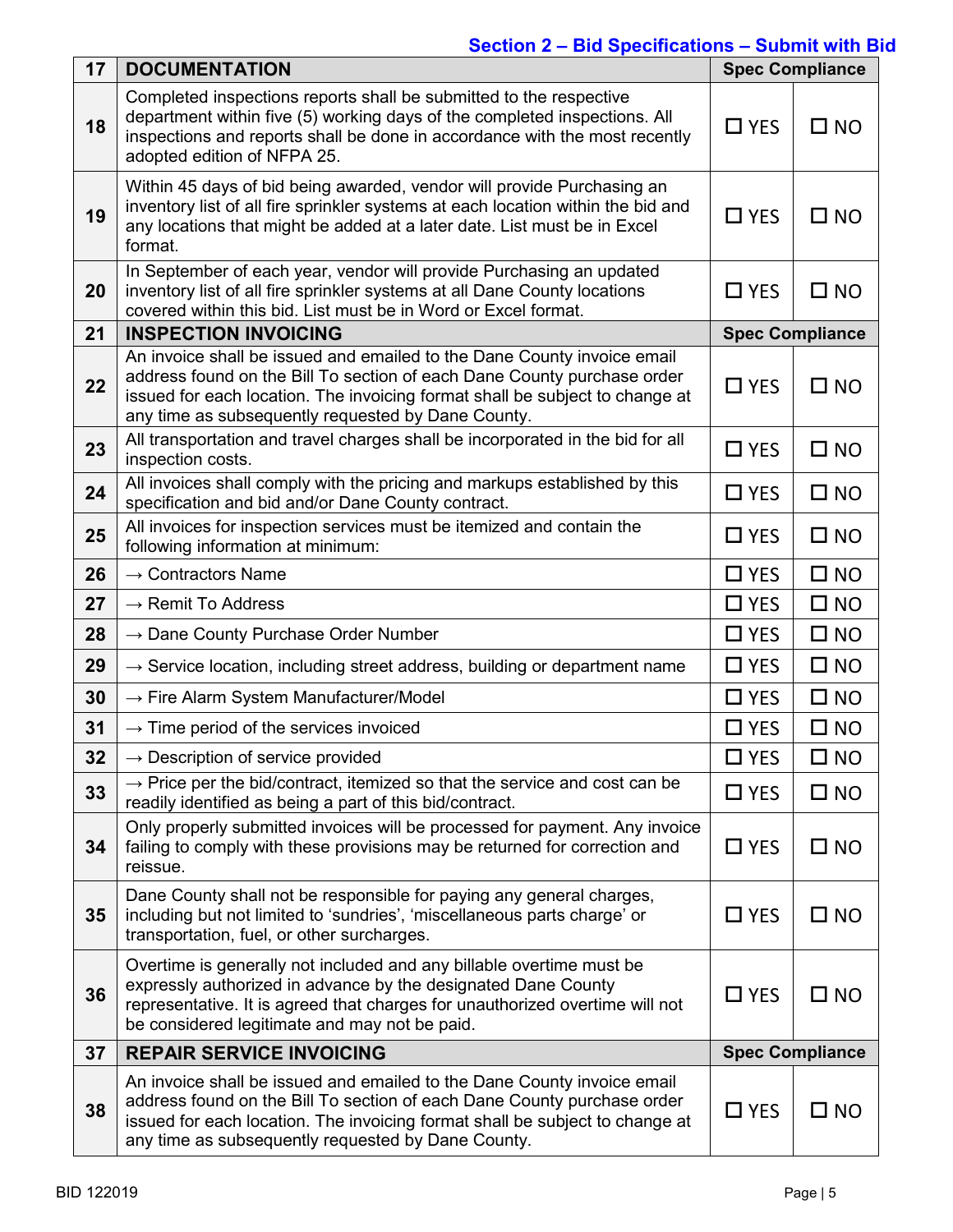**Section 2 – Bid Specifications – Submit with Bid**

| 17 | **DOCUMENTATION** | **Spec Compliance** | |
|---|---|---|---|
| 18 | Completed inspections reports shall be submitted to the respective department within five (5) working days of the completed inspections. All inspections and reports shall be done in accordance with the most recently adopted edition of NFPA 25. | ☐ YES | ☐ NO |
| 19 | Within 45 days of bid being awarded, vendor will provide Purchasing an inventory list of all fire sprinkler systems at each location within the bid and any locations that might be added at a later date. List must be in Excel format. | ☐ YES | ☐ NO |
| 20 | In September of each year, vendor will provide Purchasing an updated inventory list of all fire sprinkler systems at all Dane County locations covered within this bid. List must be in Word or Excel format. | ☐ YES | ☐ NO |
| 21 | **INSPECTION INVOICING** | **Spec Compliance** | |
| 22 | An invoice shall be issued and emailed to the Dane County invoice email address found on the Bill To section of each Dane County purchase order issued for each location. The invoicing format shall be subject to change at any time as subsequently requested by Dane County. | ☐ YES | ☐ NO |
| 23 | All transportation and travel charges shall be incorporated in the bid for all inspection costs. | ☐ YES | ☐ NO |
| 24 | All invoices shall comply with the pricing and markups established by this specification and bid and/or Dane County contract. | ☐ YES | ☐ NO |
| 25 | All invoices for inspection services must be itemized and contain the following information at minimum: | ☐ YES | ☐ NO |
| 26 | → Contractors Name | ☐ YES | ☐ NO |
| 27 | → Remit To Address | ☐ YES | ☐ NO |
| 28 | → Dane County Purchase Order Number | ☐ YES | ☐ NO |
| 29 | → Service location, including street address, building or department name | ☐ YES | ☐ NO |
| 30 | → Fire Alarm System Manufacturer/Model | ☐ YES | ☐ NO |
| 31 | → Time period of the services invoiced | ☐ YES | ☐ NO |
| 32 | → Description of service provided | ☐ YES | ☐ NO |
| 33 | → Price per the bid/contract, itemized so that the service and cost can be readily identified as being a part of this bid/contract. | ☐ YES | ☐ NO |
| 34 | Only properly submitted invoices will be processed for payment. Any invoice failing to comply with these provisions may be returned for correction and reissue. | ☐ YES | ☐ NO |
| 35 | Dane County shall not be responsible for paying any general charges, including but not limited to 'sundries', 'miscellaneous parts charge' or transportation, fuel, or other surcharges. | ☐ YES | ☐ NO |
| 36 | Overtime is generally not included and any billable overtime must be expressly authorized in advance by the designated Dane County representative. It is agreed that charges for unauthorized overtime will not be considered legitimate and may not be paid. | ☐ YES | ☐ NO |
| 37 | **REPAIR SERVICE INVOICING** | **Spec Compliance** | |
| 38 | An invoice shall be issued and emailed to the Dane County invoice email address found on the Bill To section of each Dane County purchase order issued for each location. The invoicing format shall be subject to change at any time as subsequently requested by Dane County. | ☐ YES | ☐ NO |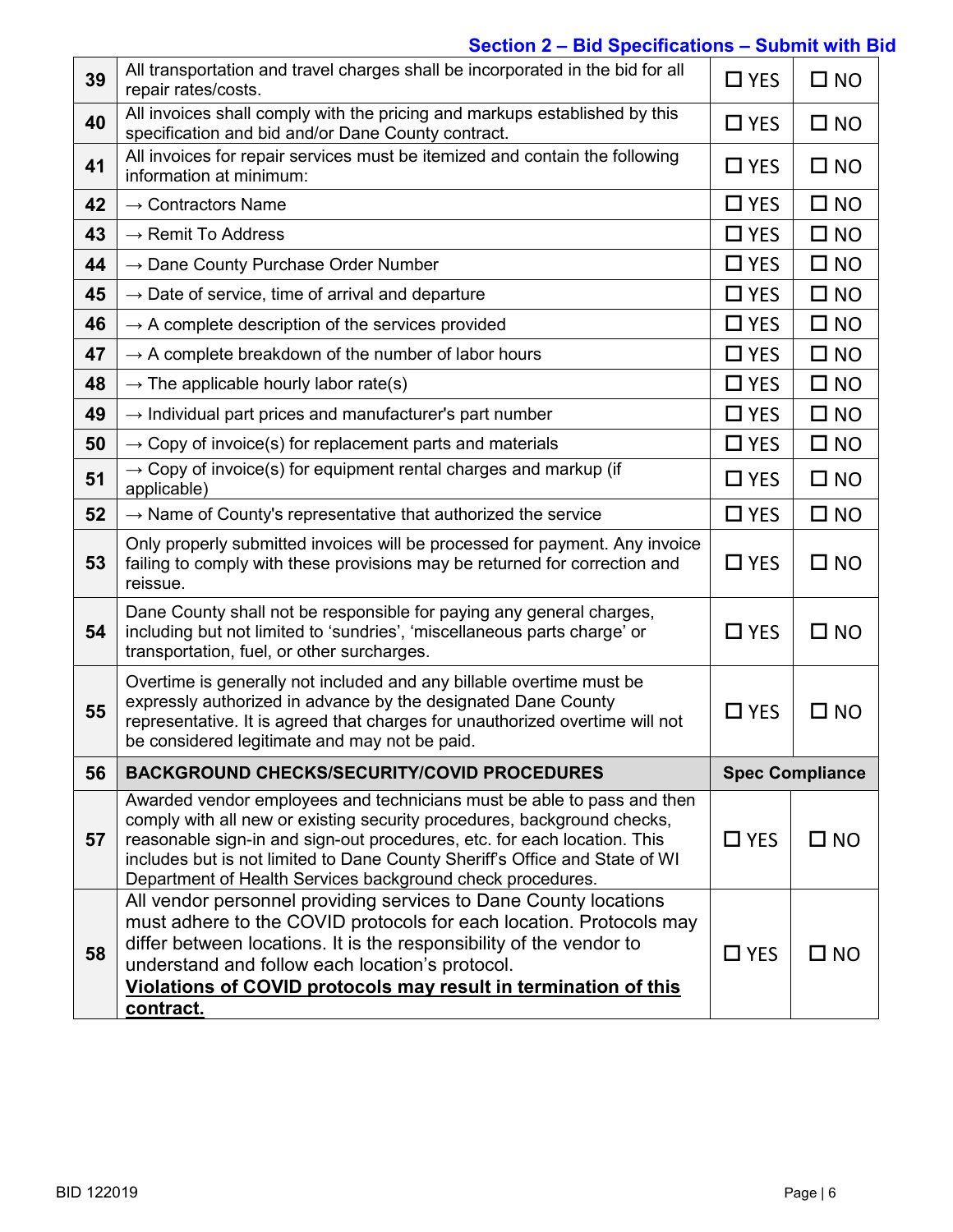**Section 2 – Bid Specifications – Submit with Bid**

| | | | |
|---|---|---|---|
| 39 | All transportation and travel charges shall be incorporated in the bid for all repair rates/costs. | ☐ YES | ☐ NO |
| 40 | All invoices shall comply with the pricing and markups established by this specification and bid and/or Dane County contract. | ☐ YES | ☐ NO |
| 41 | All invoices for repair services must be itemized and contain the following information at minimum: | ☐ YES | ☐ NO |
| 42 | → Contractors Name | ☐ YES | ☐ NO |
| 43 | → Remit To Address | ☐ YES | ☐ NO |
| 44 | → Dane County Purchase Order Number | ☐ YES | ☐ NO |
| 45 | → Date of service, time of arrival and departure | ☐ YES | ☐ NO |
| 46 | → A complete description of the services provided | ☐ YES | ☐ NO |
| 47 | → A complete breakdown of the number of labor hours | ☐ YES | ☐ NO |
| 48 | → The applicable hourly labor rate(s) | ☐ YES | ☐ NO |
| 49 | → Individual part prices and manufacturer's part number | ☐ YES | ☐ NO |
| 50 | → Copy of invoice(s) for replacement parts and materials | ☐ YES | ☐ NO |
| 51 | → Copy of invoice(s) for equipment rental charges and markup (if applicable) | ☐ YES | ☐ NO |
| 52 | → Name of County's representative that authorized the service | ☐ YES | ☐ NO |
| 53 | Only properly submitted invoices will be processed for payment. Any invoice failing to comply with these provisions may be returned for correction and reissue. | ☐ YES | ☐ NO |
| 54 | Dane County shall not be responsible for paying any general charges, including but not limited to 'sundries', 'miscellaneous parts charge' or transportation, fuel, or other surcharges. | ☐ YES | ☐ NO |
| 55 | Overtime is generally not included and any billable overtime must be expressly authorized in advance by the designated Dane County representative. It is agreed that charges for unauthorized overtime will not be considered legitimate and may not be paid. | ☐ YES | ☐ NO |
| **56** | **BACKGROUND CHECKS/SECURITY/COVID PROCEDURES** | **Spec Compliance** | |
| 57 | Awarded vendor employees and technicians must be able to pass and then comply with all new or existing security procedures, background checks, reasonable sign-in and sign-out procedures, etc. for each location. This includes but is not limited to Dane County Sheriff's Office and State of WI Department of Health Services background check procedures. | ☐ YES | ☐ NO |
| 58 | All vendor personnel providing services to Dane County locations must adhere to the COVID protocols for each location. Protocols may differ between locations. It is the responsibility of the vendor to understand and follow each location's protocol. **Violations of COVID protocols may result in termination of this contract.** | ☐ YES | ☐ NO |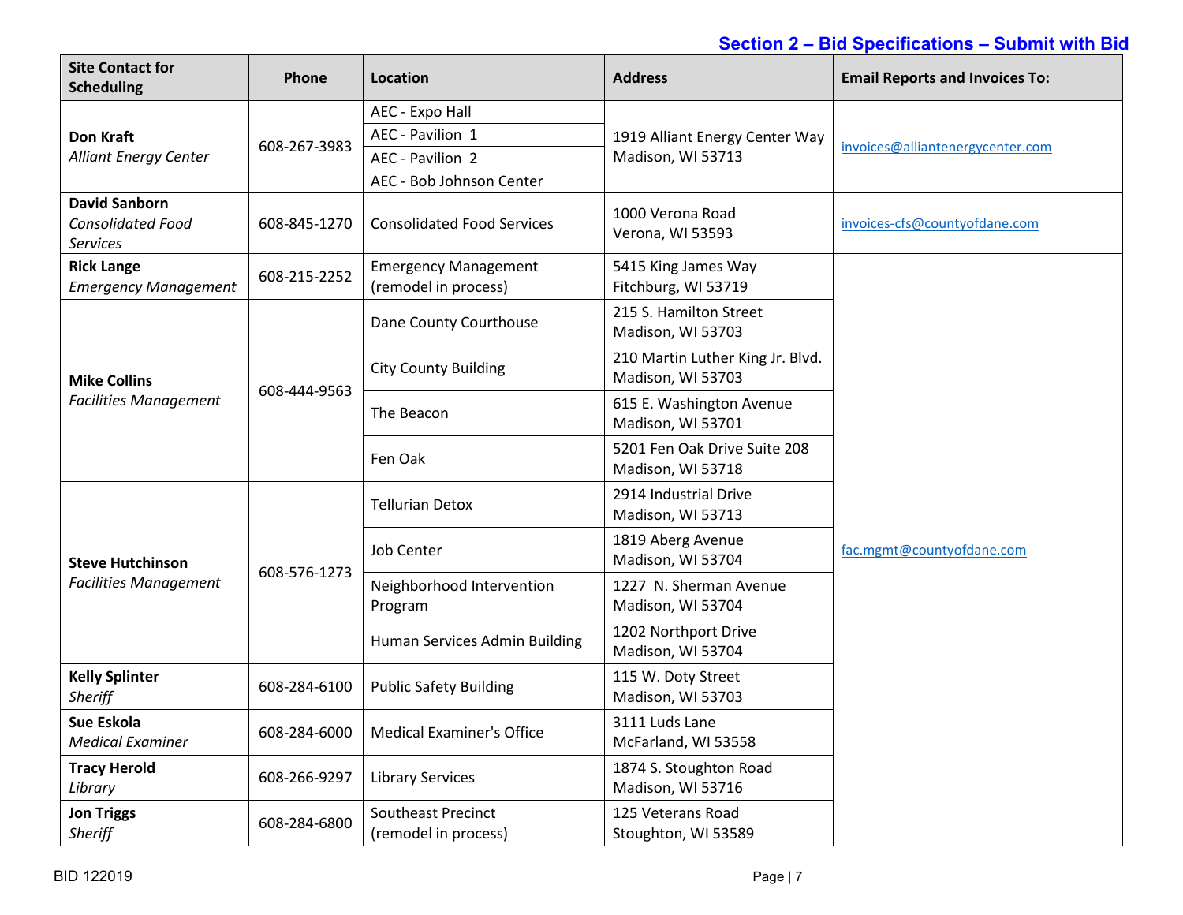**Section 2 – Bid Specifications – Submit with Bid**

| Site Contact for Scheduling | Phone | Location | Address | Email Reports and Invoices To: |
|---|---|---|---|---|
| **Don Kraft** *Alliant Energy Center* | 608-267-3983 | AEC - Expo Hall | 1919 Alliant Energy Center Way Madison, WI 53713 | invoices@alliantenergycenter.com |
| | | AEC - Pavilion 1 | | |
| | | AEC - Pavilion 2 | | |
| | | AEC - Bob Johnson Center | | |
| **David Sanborn** *Consolidated Food Services* | 608-845-1270 | Consolidated Food Services | 1000 Verona Road Verona, WI 53593 | invoices-cfs@countyofdane.com |
| **Rick Lange** *Emergency Management* | 608-215-2252 | Emergency Management (remodel in process) | 5415 King James Way Fitchburg, WI 53719 | fac.mgmt@countyofdane.com |
| **Mike Collins** *Facilities Management* | 608-444-9563 | Dane County Courthouse | 215 S. Hamilton Street Madison, WI 53703 | |
| | | City County Building | 210 Martin Luther King Jr. Blvd. Madison, WI 53703 | |
| | | The Beacon | 615 E. Washington Avenue Madison, WI 53701 | |
| | | Fen Oak | 5201 Fen Oak Drive Suite 208 Madison, WI 53718 | |
| **Steve Hutchinson** *Facilities Management* | 608-576-1273 | Tellurian Detox | 2914 Industrial Drive Madison, WI 53713 | |
| | | Job Center | 1819 Aberg Avenue Madison, WI 53704 | |
| | | Neighborhood Intervention Program | 1227 N. Sherman Avenue Madison, WI 53704 | |
| | | Human Services Admin Building | 1202 Northport Drive Madison, WI 53704 | |
| **Kelly Splinter** *Sheriff* | 608-284-6100 | Public Safety Building | 115 W. Doty Street Madison, WI 53703 | |
| **Sue Eskola** *Medical Examiner* | 608-284-6000 | Medical Examiner's Office | 3111 Luds Lane McFarland, WI 53558 | |
| **Tracy Herold** *Library* | 608-266-9297 | Library Services | 1874 S. Stoughton Road Madison, WI 53716 | |
| **Jon Triggs** *Sheriff* | 608-284-6800 | Southeast Precinct (remodel in process) | 125 Veterans Road Stoughton, WI 53589 | |

BID 122019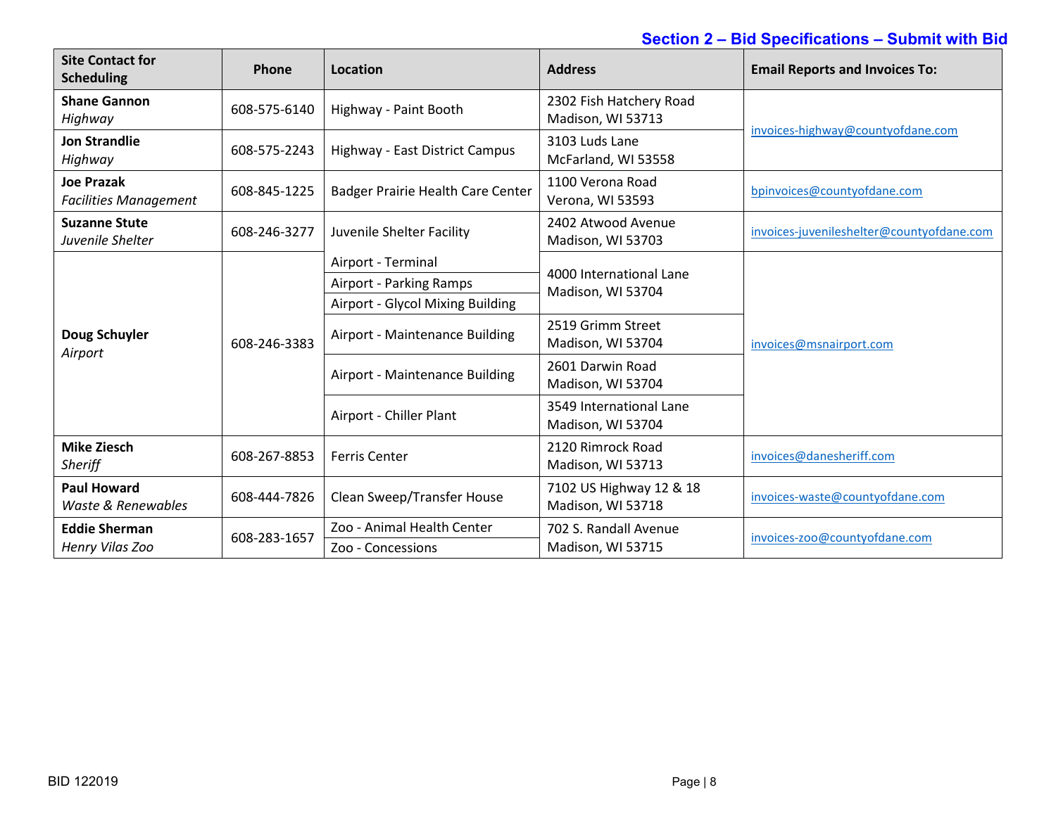Section 2 – Bid Specifications – Submit with Bid

| Site Contact for Scheduling | Phone | Location | Address | Email Reports and Invoices To: |
|---|---|---|---|---|
| **Shane Gannon** *Highway* | 608-575-6140 | Highway - Paint Booth | 2302 Fish Hatchery Road Madison, WI 53713 | invoices-highway@countyofdane.com |
| **Jon Strandlie** *Highway* | 608-575-2243 | Highway - East District Campus | 3103 Luds Lane McFarland, WI 53558 | |
| **Joe Prazak** *Facilities Management* | 608-845-1225 | Badger Prairie Health Care Center | 1100 Verona Road Verona, WI 53593 | bpinvoices@countyofdane.com |
| **Suzanne Stute** *Juvenile Shelter* | 608-246-3277 | Juvenile Shelter Facility | 2402 Atwood Avenue Madison, WI 53703 | invoices-juvenileshelter@countyofdane.com |
| **Doug Schuyler** *Airport* | 608-246-3383 | Airport - Terminal | 4000 International Lane Madison, WI 53704 | invoices@msnairport.com |
| | | Airport - Parking Ramps | | |
| | | Airport - Glycol Mixing Building | | |
| | | Airport - Maintenance Building | 2519 Grimm Street Madison, WI 53704 | |
| | | Airport - Maintenance Building | 2601 Darwin Road Madison, WI 53704 | |
| | | Airport - Chiller Plant | 3549 International Lane Madison, WI 53704 | |
| **Mike Ziesch** *Sheriff* | 608-267-8853 | Ferris Center | 2120 Rimrock Road Madison, WI 53713 | invoices@danesheriff.com |
| **Paul Howard** *Waste & Renewables* | 608-444-7826 | Clean Sweep/Transfer House | 7102 US Highway 12 & 18 Madison, WI 53718 | invoices-waste@countyofdane.com |
| **Eddie Sherman** *Henry Vilas Zoo* | 608-283-1657 | Zoo - Animal Health Center | 702 S. Randall Avenue Madison, WI 53715 | invoices-zoo@countyofdane.com |
| | | Zoo - Concessions | | |

BID 122019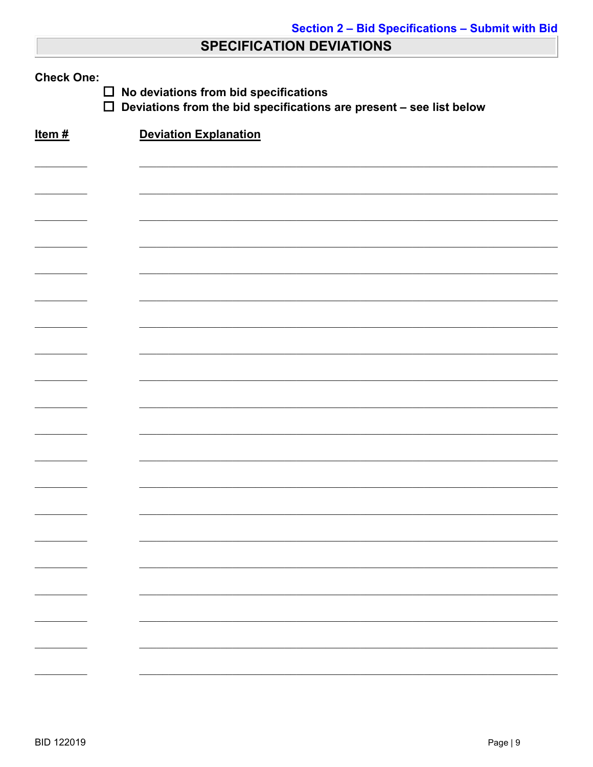Section 2 – Bid Specifications – Submit with Bid

## SPECIFICATION DEVIATIONS

**Check One:**

- ☐ **No deviations from bid specifications**
- ☐ **Deviations from the bid specifications are present – see list below**

| Item # | Deviation Explanation |
|---|---|
| __________ | ______________________________________________________________ |
| __________ | ______________________________________________________________ |
| __________ | ______________________________________________________________ |
| __________ | ______________________________________________________________ |
| __________ | ______________________________________________________________ |
| __________ | ______________________________________________________________ |
| __________ | ______________________________________________________________ |
| __________ | ______________________________________________________________ |
| __________ | ______________________________________________________________ |
| __________ | ______________________________________________________________ |
| __________ | ______________________________________________________________ |
| __________ | ______________________________________________________________ |
| __________ | ______________________________________________________________ |
| __________ | ______________________________________________________________ |
| __________ | ______________________________________________________________ |
| __________ | ______________________________________________________________ |
| __________ | ______________________________________________________________ |
| __________ | ______________________________________________________________ |
| __________ | ______________________________________________________________ |
| __________ | ______________________________________________________________ |

BID 122019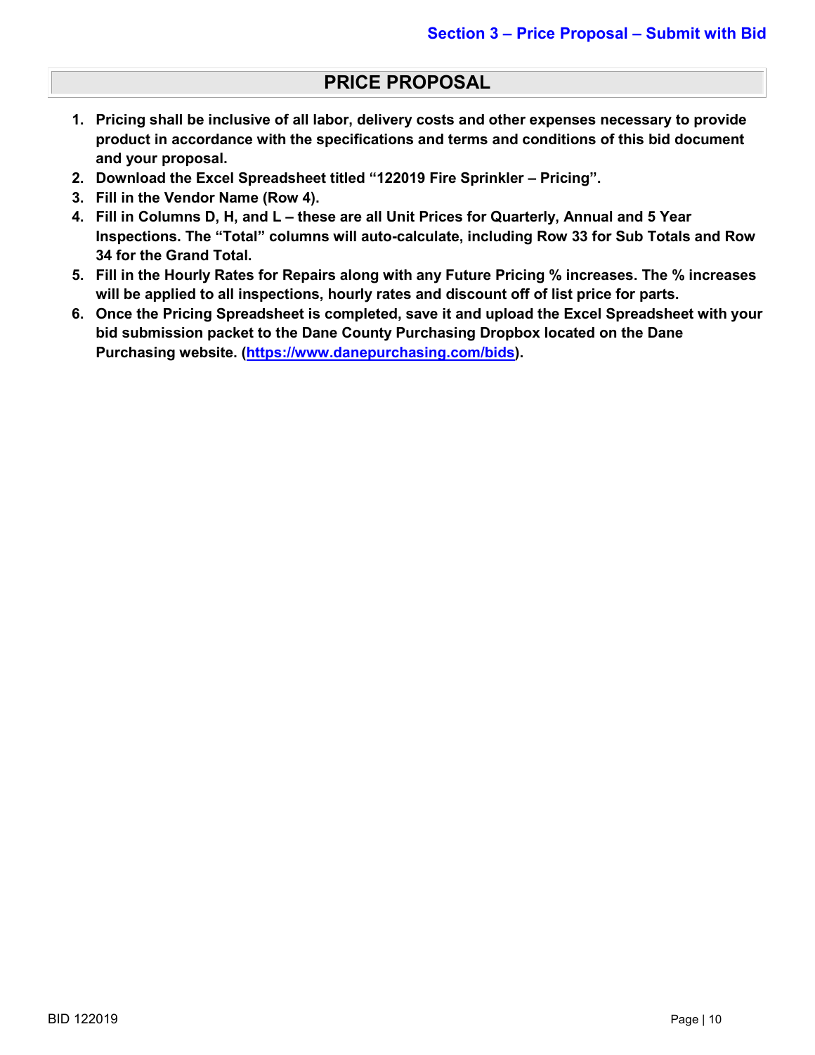## Section 3 – Price Proposal – Submit with Bid

# PRICE PROPOSAL

1. **Pricing shall be inclusive of all labor, delivery costs and other expenses necessary to provide product in accordance with the specifications and terms and conditions of this bid document and your proposal.**
2. **Download the Excel Spreadsheet titled "122019 Fire Sprinkler – Pricing".**
3. **Fill in the Vendor Name (Row 4).**
4. **Fill in Columns D, H, and L – these are all Unit Prices for Quarterly, Annual and 5 Year Inspections. The "Total" columns will auto-calculate, including Row 33 for Sub Totals and Row 34 for the Grand Total.**
5. **Fill in the Hourly Rates for Repairs along with any Future Pricing % increases. The % increases will be applied to all inspections, hourly rates and discount off of list price for parts.**
6. **Once the Pricing Spreadsheet is completed, save it and upload the Excel Spreadsheet with your bid submission packet to the Dane County Purchasing Dropbox located on the Dane Purchasing website. ([https://www.danepurchasing.com/bids](https://www.danepurchasing.com/bids)).**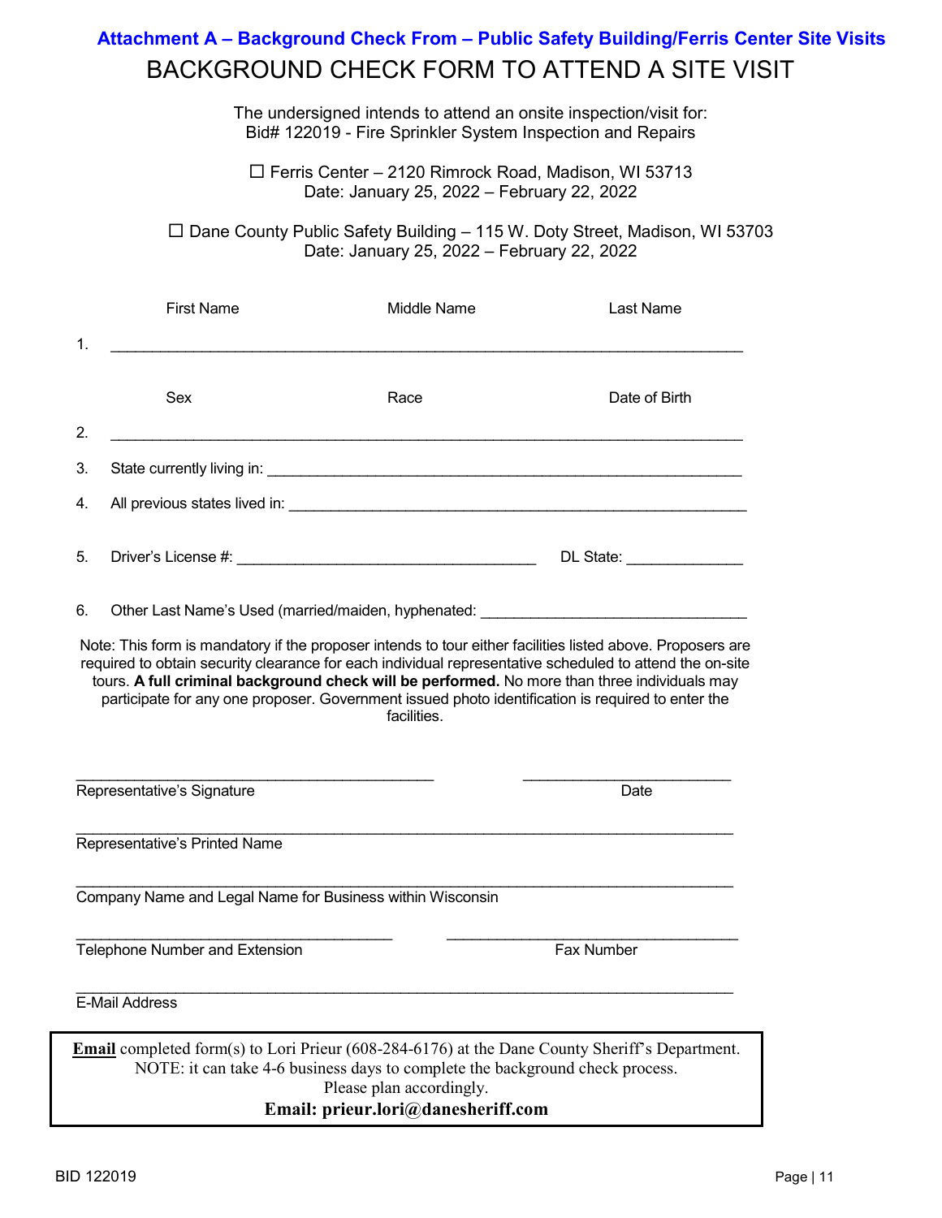**Attachment A – Background Check From – Public Safety Building/Ferris Center Site Visits**

# BACKGROUND CHECK FORM TO ATTEND A SITE VISIT

The undersigned intends to attend an onsite inspection/visit for:
Bid# 122019 - Fire Sprinkler System Inspection and Repairs

☐ Ferris Center – 2120 Rimrock Road, Madison, WI 53713
Date: January 25, 2022 – February 22, 2022

☐ Dane County Public Safety Building – 115 W. Doty Street, Madison, WI 53703
Date: January 25, 2022 – February 22, 2022

| | First Name | Middle Name | Last Name |
|---|---|---|---|
| 1. | ______________ | ______________ | ______________ |

| | Sex | Race | Date of Birth |
|---|---|---|---|
| 2. | ______________ | ______________ | ______________ |

3. State currently living in: ____________________________________________

4. All previous states lived in: ____________________________________________

5. Driver's License #: ____________________________ DL State: ______________

6. Other Last Name's Used (married/maiden, hyphenated: ____________________________

Note: This form is mandatory if the proposer intends to tour either facilities listed above. Proposers are required to obtain security clearance for each individual representative scheduled to attend the on-site tours. **A full criminal background check will be performed.** No more than three individuals may participate for any one proposer. Government issued photo identification is required to enter the facilities.

____________________________________________ ________________________
Representative's Signature Date

____________________________________________________________________
Representative's Printed Name

____________________________________________________________________
Company Name and Legal Name for Business within Wisconsin

____________________________________ ____________________________________
Telephone Number and Extension Fax Number

____________________________________________________________________
E-Mail Address

**Email** completed form(s) to Lori Prieur (608-284-6176) at the Dane County Sheriff's Department.
NOTE: it can take 4-6 business days to complete the background check process.
Please plan accordingly.
**Email: prieur.lori@danesheriff.com**